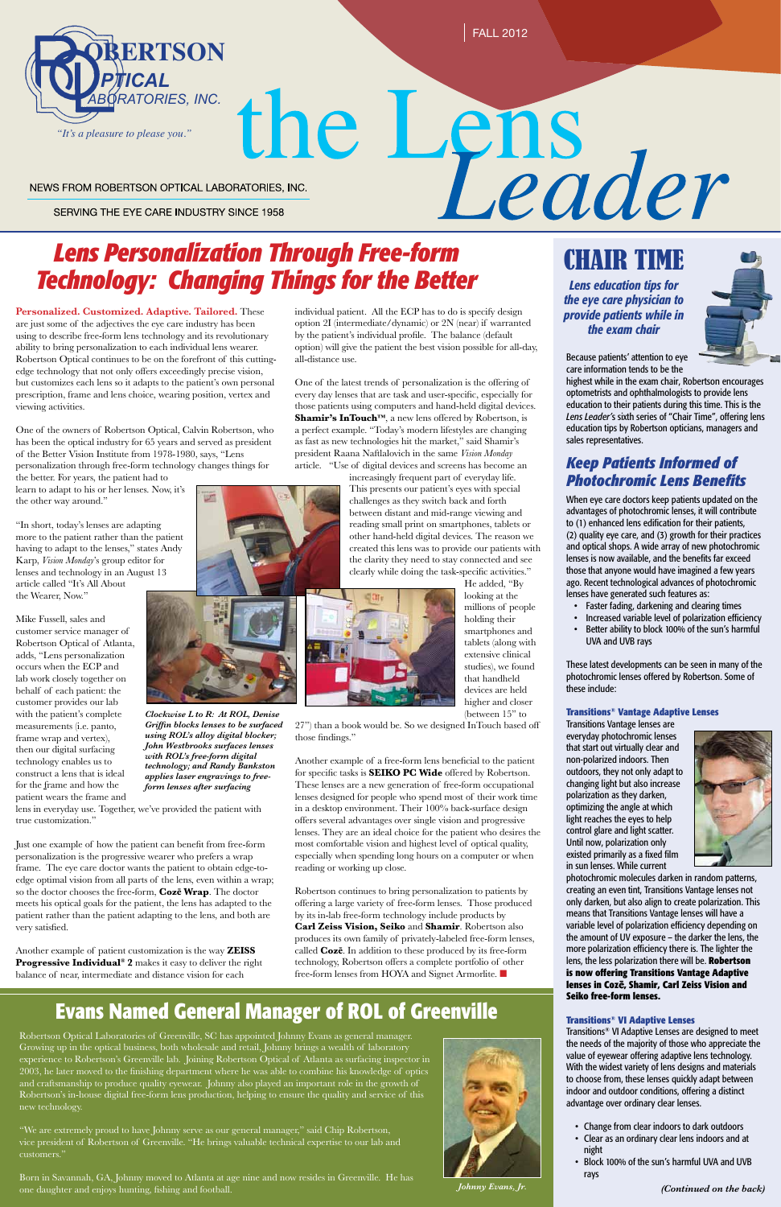# the Lens Leader

FALL 2012

ROBERTSON OPTICAL LABORATORIES, INC.

*"It's a pleasure to please you."*

NEWS FROM ROBERTSON OPTICAL LABORATORIES, INC.

SERVING THE EYE CARE INDUSTRY SINCE 1958

## Lens Personalization Through Free-form Technology: Changing Things for the Better

**Personalized. Customized. Adaptive. Tailored.** These are just some of the adjectives the eye care industry has been using to describe free-form lens technology and its revolutionary ability to bring personalization to each individual lens wearer. Robertson Optical continues to be on the forefront of this cutting-edge technology that not only offers exceedingly precise vision, but customizes each lens so it adapts to the patient's own personal prescription, frame and lens choice, wearing position, vertex and viewing activities.

One of the owners of Robertson Optical, Calvin Robertson, who has been the optical industry for 65 years and served as president of the Better Vision Institute from 1978-1980, says, "Lens personalization through free-form technology changes things for the better. For years, the patient had to learn to adapt to his or her lenses. Now, it's the other way around."

"In short, today's lenses are adapting more to the patient rather than the patient having to adapt to the lenses," states Andy Karp, *Vision Monday*'s group editor for lenses and technology in an August 13 article called "It's All About the Wearer, Now."

Mike Fussell, sales and customer service manager of Robertson Optical of Atlanta, adds, "Lens personalization occurs when the ECP and lab work closely together on behalf of each patient: the customer provides our lab with the patient's complete measurements (i.e. panto, frame wrap and vertex), then our digital surfacing technology enables us to construct a lens that is ideal for the frame and how the patient wears the frame and lens in everyday use. Together, we've provided the patient with true customization."

*Clockwise L to R: At ROL, Denise Griffin blocks lenses to be surfaced using ROL's alloy digital blocker; John Westbrooks surfaces lenses with ROL's free-form digital technology; and Randy Bankston applies laser engravings to free-form lenses after surfacing*

Just one example of how the patient can benefit from free-form personalization is the progressive wearer who prefers a wrap frame. The eye care doctor wants the patient to obtain edge-to-edge optimal vision from all parts of the lens, even within a wrap; so the doctor chooses the free-form, **Cozē Wrap**. The doctor meets his optical goals for the patient, the lens has adapted to the patient rather than the patient adapting to the lens, and both are very satisfied.

Another example of patient customization is the way **ZEISS Progressive Individual® 2** makes it easy to deliver the right balance of near, intermediate and distance vision for each individual patient. All the ECP has to do is specify design option 2I (intermediate/dynamic) or 2N (near) if warranted by the patient's individual profile. The balance (default option) will give the patient the best vision possible for all-day, all-distance use.

One of the latest trends of personalization is the offering of every day lenses that are task and user-specific, especially for those patients using computers and hand-held digital devices. **Shamir's InTouch™**, a new lens offered by Robertson, is a perfect example. "Today's modern lifestyles are changing as fast as new technologies hit the market," said Shamir's president Raana Naftlalovich in the same *Vision Monday* article. "Use of digital devices and screens has become an increasingly frequent part of everyday life. This presents our patient's eyes with special challenges as they switch back and forth between distant and mid-range viewing and reading small print on smartphones, tablets or other hand-held digital devices. The reason we created this lens was to provide our patients with the clarity they need to stay connected and see clearly while doing the task-specific activities."

He added, "By looking at the millions of people holding their smartphones and tablets (along with extensive clinical studies), we found that handheld devices are held higher and closer (between 15" to 27") than a book would be. So we designed InTouch based off those findings."

Another example of a free-form lens beneficial to the patient for specific tasks is **SEIKO PC Wide** offered by Robertson. These lenses are a new generation of free-form occupational lenses designed for people who spend most of their work time in a desktop environment. Their 100% back-surface design offers several advantages over single vision and progressive lenses. They are an ideal choice for the patient who desires the most comfortable vision and highest level of optical quality, especially when spending long hours on a computer or when reading or working up close.

Robertson continues to bring personalization to patients by offering a large variety of free-form lenses. Those produced by its in-lab free-form technology include products by **Carl Zeiss Vision, Seiko** and **Shamir**. Robertson also produces its own family of privately-labeled free-form lenses, called **Cozē**. In addition to these produced by its free-form technology, Robertson offers a complete portfolio of other free-form lenses from HOYA and Signet Armorlite. ■

## CHAIR TIME

***Lens education tips for the eye care physician to provide patients while in the exam chair***

Because patients' attention to eye care information tends to be the highest while in the exam chair, Robertson encourages optometrists and ophthalmologists to provide lens education to their patients during this time. This is the *Lens Leader's* sixth series of "Chair Time", offering lens education tips by Robertson opticians, managers and sales representatives.

### Keep Patients Informed of Photochromic Lens Benefits

When eye care doctors keep patients updated on the advantages of photochromic lenses, it will contribute to (1) enhanced lens edification for their patients, (2) quality eye care, and (3) growth for their practices and optical shops. A wide array of new photochromic lenses is now available, and the benefits far exceed those that anyone would have imagined a few years ago. Recent technological advances of photochromic lenses have generated such features as:

- Faster fading, darkening and clearing times
- Increased variable level of polarization efficiency
- Better ability to block 100% of the sun's harmful UVA and UVB rays

These latest developments can be seen in many of the photochromic lenses offered by Robertson. Some of these include:

**Transitions® Vantage Adaptive Lenses**

Transitions Vantage lenses are everyday photochromic lenses that start out virtually clear and non-polarized indoors. Then outdoors, they not only adapt to changing light but also increase polarization as they darken, optimizing the angle at which light reaches the eyes to help control glare and light scatter. Until now, polarization only existed primarily as a fixed film in sun lenses. While current photochromic molecules darken in random patterns, creating an even tint, Transitions Vantage lenses not only darken, but also align to create polarization. This means that Transitions Vantage lenses will have a variable level of polarization efficiency depending on the amount of UV exposure – the darker the lens, the more polarization efficiency there is. The lighter the lens, the less polarization there will be. **Robertson is now offering Transitions Vantage Adaptive lenses in Cozē, Shamir, Carl Zeiss Vision and Seiko free-form lenses.**

**Transitions® VI Adaptive Lenses**

Transitions® VI Adaptive Lenses are designed to meet the needs of the majority of those who appreciate the value of eyewear offering adaptive lens technology. With the widest variety of lens designs and materials to choose from, these lenses quickly adapt between indoor and outdoor conditions, offering a distinct advantage over ordinary clear lenses.

- Change from clear indoors to dark outdoors
- Clear as an ordinary clear lens indoors and at night
- Block 100% of the sun's harmful UVA and UVB rays

*(Continued on the back)*

## Evans Named General Manager of ROL of Greenville

Robertson Optical Laboratories of Greenville, SC has appointed Johnny Evans as general manager. Growing up in the optical business, both wholesale and retail, Johnny brings a wealth of laboratory experience to Robertson's Greenville lab. Joining Robertson Optical of Atlanta as surfacing inspector in 2003, he later moved to the finishing department where he was able to combine his knowledge of optics and craftsmanship to produce quality eyewear. Johnny also played an important role in the growth of Robertson's in-house digital free-form lens production, helping to ensure the quality and service of this new technology.

"We are extremely proud to have Johnny serve as our general manager," said Chip Robertson, vice president of Robertson of Greenville. "He brings valuable technical expertise to our lab and customers."

Born in Savannah, GA, Johnny moved to Atlanta at age nine and now resides in Greenville. He has one daughter and enjoys hunting, fishing and football.

*Johnny Evans, Jr.*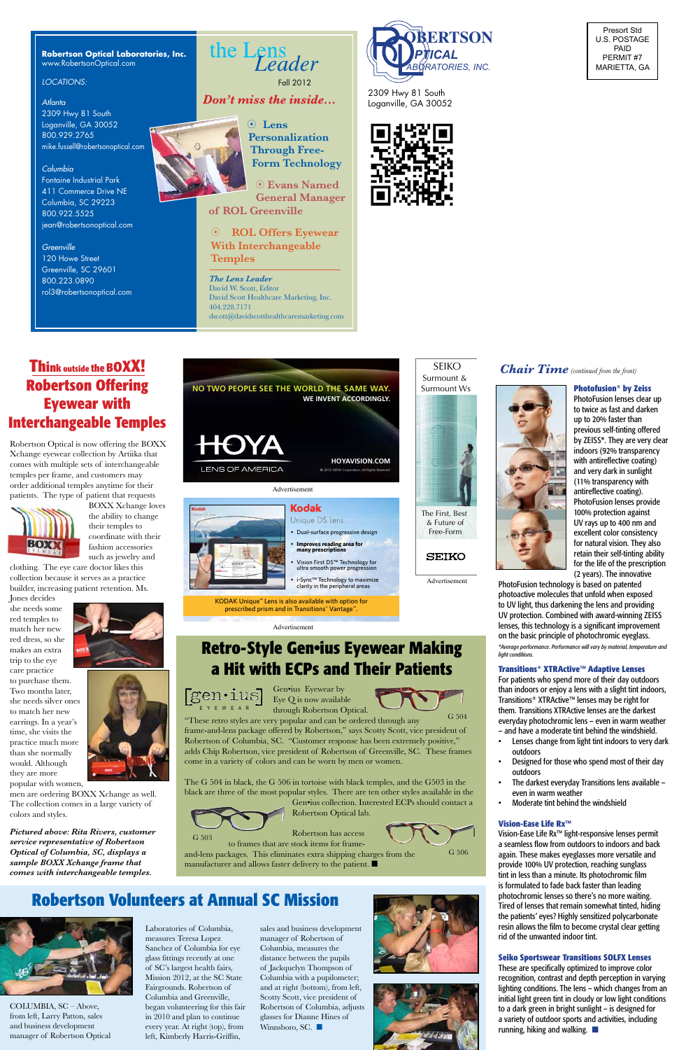**Robertson Optical Laboratories, Inc.**
www.RobertsonOptical.com

*LOCATIONS:*

*Atlanta*
2309 Hwy 81 South
Loganville, GA 30052
800.929.2765
mike.fussell@robertsonoptical.com

*Columbia*
Fontaine Industrial Park
411 Commerce Drive NE
Columbia, SC 29223
800.922.5525
jean@robertsonoptical.com

*Greenville*
120 Howe Street
Greenville, SC 29601
800.223.0890
rol3@robertsonoptical.com

# the Lens Leader

Fall 2012

***Don't miss the inside...***

- Lens Personalization Through Free-Form Technology
- Evans Named General Manager of ROL Greenville
- ROL Offers Eyewear With Interchangeable Temples

*The Lens Leader*
David W. Scott, Editor
David Scott Healthcare Marketing, Inc.
404.228.7171
dscott@davidscotthealthcaremarketing.com

ROBERTSON OPTICAL LABORATORIES, INC.
2309 Hwy 81 South
Loganville, GA 30052

Presort Std
U.S. POSTAGE
PAID
PERMIT #7
MARIETTA, GA

## Think outside the BOXX! Robertson Offering Eyewear with Interchangeable Temples

Robertson Optical is now offering the BOXX Xchange eyewear collection by Artiika that comes with multiple sets of interchangeable temples per frame, and customers may order additional temples anytime for their patients. The type of patient that requests BOXX Xchange loves the ability to change their temples to coordinate with their fashion accessories such as jewelry and clothing. The eye care doctor likes this collection because it serves as a practice builder, increasing patient retention. Ms. Jones decides she needs some red temples to match her new red dress, so she makes an extra trip to the eye care practice to purchase them. Two months later, she needs silver ones to match her new earrings. In a year's time, she visits the practice much more than she normally would. Although they are more popular with women, men are ordering BOXX Xchange as well. The collection comes in a large variety of colors and styles.

***Pictured above: Rita Rivers, customer service representative of Robertson Optical of Columbia, SC, displays a sample BOXX Xchange frame that comes with interchangeable temples.***

NO TWO PEOPLE SEE THE WORLD THE SAME WAY. WE INVENT ACCORDINGLY.
HOYA LENS OF AMERICA
HOYAVISION.COM
© 2012 HOYA Corporation. All Rights Reserved.

Advertisement

Kodak Unique DS Lens
- Dual-surface progressive design
- **Improves reading area for many prescriptions**
- Vision First DS™ Technology for ultra smooth power progression
- i-Sync™ Technology to maximize clarity in the peripheral areas

KODAK Unique™ Lens is also available with option for prescribed prism and in Transitions® Vantage™.

Advertisement

SEIKO
Surmount & Surmount Ws
The First, Best & Future of Free-Form
SEIKO

Advertisement

## Retro-Style Gen•ius Eyewear Making a Hit with ECPs and Their Patients

Gen•ius Eyewear by Eye Q is now available through Robertson Optical. "These retro styles are very popular and can be ordered through any frame-and-lens package offered by Robertson," says Scotty Scott, vice president of Robertson of Columbia, SC. "Customer response has been extremely positive," adds Chip Robertson, vice president of Robertson of Greenville, SC. These frames come in a variety of colors and can be worn by men or women.

G 504

The G 504 in black, the G 506 in tortoise with black temples, and the G503 in the black are three of the most popular styles. There are ten other styles available in the Gen•ius collection. Interested ECPs should contact a Robertson Optical lab.

G 503

Robertson has access to frames that are stock items for frame-and-lens packages. This eliminates extra shipping charges from the manufacturer and allows faster delivery to the patient. ■

G 506

## *Chair Time* *(continued from the front)*

### Photofusion® by Zeiss

PhotoFusion lenses clear up to twice as fast and darken up to 20% faster than previous self-tinting offered by ZEISS*. They are very clear indoors (92% transparency with antireflective coating) and very dark in sunlight (11% transparency with antireflective coating). PhotoFusion lenses provide 100% protection against UV rays up to 400 nm and excellent color consistency for natural vision. They also retain their self-tinting ability for the life of the prescription (2 years). The innovative PhotoFusion technology is based on patented photoactive molecules that unfold when exposed to UV light, thus darkening the lens and providing UV protection. Combined with award-winning ZEISS lenses, this technology is a significant improvement on the basic principle of photochromic eyeglasses.

*\*Average performance. Performance will vary by material, temperature and light conditions.*

### Transitions® XTRActive™ Adaptive Lenses

For patients who spend more of their day outdoors than indoors or enjoy a lens with a slight tint indoors, Transitions® XTRActive lenses may be right for them. Transitions XTRActive lenses are the darkest everyday photochromic lens – even in warm weather – and have a moderate tint behind the windshield.

- Lenses change from light tint indoors to very dark outdoors
- Designed for those who spend most of their day outdoors
- The darkest everyday Transitions lens available – even in warm weather
- Moderate tint behind the windshield

### Vision-Ease Life Rx™

Vision-Ease Life Rx™ light-responsive lenses permit a seamless flow from outdoors to indoors and back again. These makes eyeglasses more versatile and provide 100% UV protection, reaching sunglass tint in less than a minute. Its photochromic film is formulated to fade back faster than leading photochromic lenses so there's no more waiting. Tired of lenses that remain somewhat tinted, hiding the patients' eyes? Highly sensitized polycarbonate resin allows the film to become crystal clear getting rid of the unwanted indoor tint.

### Seiko Sportswear Transitions SOLFX Lenses

These are specifically optimized to improve color recognition, contrast and depth perception in varying lighting conditions. The lens – which changes from an initial light green tint in cloudy or low light conditions to a dark green in bright sunlight – is designed for a variety of outdoor sports and activities, including running, hiking and walking. ■

## Robertson Volunteers at Annual SC Mission

COLUMBIA, SC – Above, from left, Larry Patton, sales and business development manager of Robertson Optical Laboratories of Columbia, measures Teresa Lopez Sanchez of Columbia for eye glass fittings recently at one of SC's largest health fairs, Mission 2012, at the SC State Fairgrounds. Robertson of Columbia and Greenville, began volunteering for this fair in 2010 and plan to continue every year. At right (top), from left, Kimberly Harris-Griffin, sales and business development manager of Robertson of Columbia, measures the distance between the pupils of Jackquelyn Thompson of Columbia with a pupilometer; and at right (bottom), from left, Scotty Scott, vice president of Robertson of Columbia, adjusts glasses for Dianne Hines of Winnsboro, SC. ■